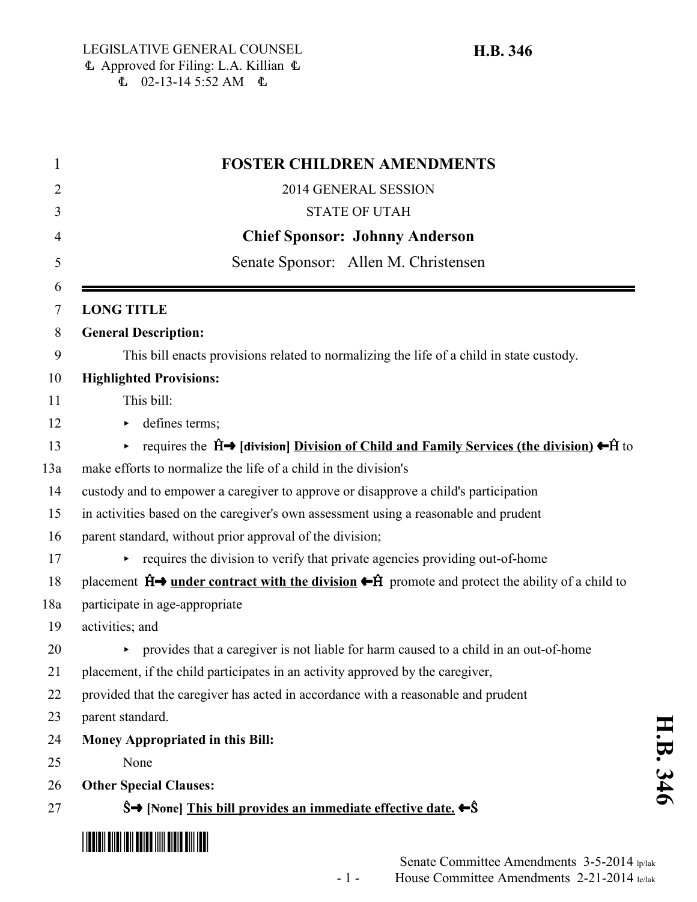LEGISLATIVE GENERAL COUNSEL
Ꝉ Approved for Filing: L.A. Killian Ꝉ
Ꝉ 02-13-14 5:52 AM Ꝉ

**H.B. 346**

# FOSTER CHILDREN AMENDMENTS

2014 GENERAL SESSION

STATE OF UTAH

**Chief Sponsor: Johnny Anderson**

Senate Sponsor: Allen M. Christensen

**LONG TITLE**

**General Description:**

This bill enacts provisions related to normalizing the life of a child in state custody.

**Highlighted Provisions:**

This bill:

- defines terms;
- requires the Ĥ→ [~~division~~] **Division of Child and Family Services (the division)** ←Ĥ to make efforts to normalize the life of a child in the division's custody and to empower a caregiver to approve or disapprove a child's participation in activities based on the caregiver's own assessment using a reasonable and prudent parent standard, without prior approval of the division;
- requires the division to verify that private agencies providing out-of-home placement Ĥ→ **under contract with the division** ←Ĥ promote and protect the ability of a child to participate in age-appropriate activities; and
- provides that a caregiver is not liable for harm caused to a child in an out-of-home placement, if the child participates in an activity approved by the caregiver, provided that the caregiver has acted in accordance with a reasonable and prudent parent standard.

**Money Appropriated in this Bill:**

None

**Other Special Clauses:**

Ŝ→ [~~None~~] **This bill provides an immediate effective date.** ←Ŝ

Senate Committee Amendments 3-5-2014 lp/lak
House Committee Amendments 2-21-2014 le/lak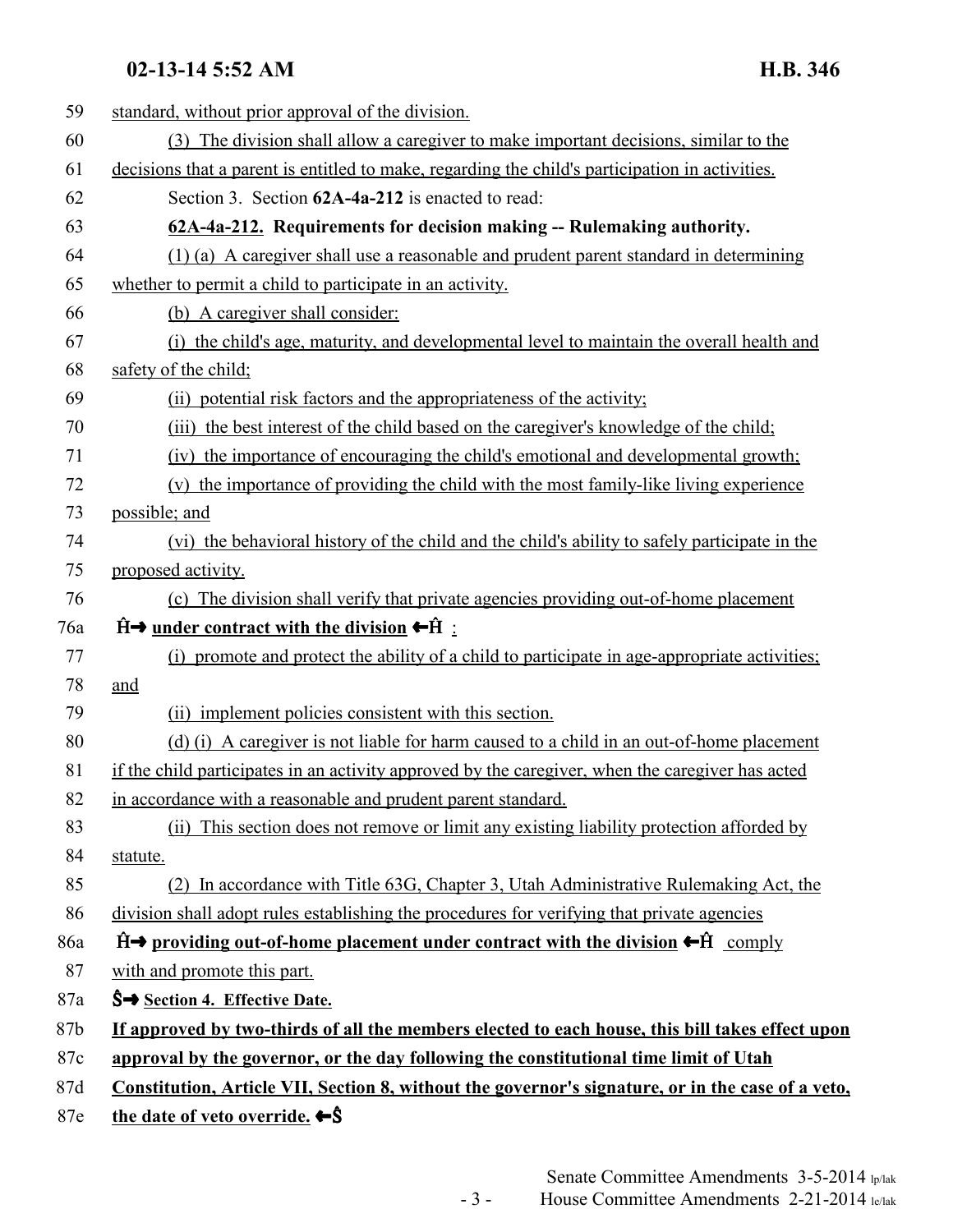standard, without prior approval of the division.

(3) The division shall allow a caregiver to make important decisions, similar to the decisions that a parent is entitled to make, regarding the child's participation in activities.

Section 3. Section **62A-4a-212** is enacted to read:

**62A-4a-212. Requirements for decision making -- Rulemaking authority.**

(1) (a) A caregiver shall use a reasonable and prudent parent standard in determining whether to permit a child to participate in an activity.

(b) A caregiver shall consider:

(i) the child's age, maturity, and developmental level to maintain the overall health and safety of the child;

(ii) potential risk factors and the appropriateness of the activity;

(iii) the best interest of the child based on the caregiver's knowledge of the child;

(iv) the importance of encouraging the child's emotional and developmental growth;

(v) the importance of providing the child with the most family-like living experience possible; and

(vi) the behavioral history of the child and the child's ability to safely participate in the proposed activity.

(c) The division shall verify that private agencies providing out-of-home placement **Ĥ→ under contract with the division ←Ĥ** :

(i) promote and protect the ability of a child to participate in age-appropriate activities; and

(ii) implement policies consistent with this section.

(d) (i) A caregiver is not liable for harm caused to a child in an out-of-home placement if the child participates in an activity approved by the caregiver, when the caregiver has acted in accordance with a reasonable and prudent parent standard.

(ii) This section does not remove or limit any existing liability protection afforded by statute.

(2) In accordance with Title 63G, Chapter 3, Utah Administrative Rulemaking Act, the division shall adopt rules establishing the procedures for verifying that private agencies **Ĥ→ providing out-of-home placement under contract with the division ←Ĥ** comply with and promote this part.

**Ŝ→ Section 4. Effective Date.**

**If approved by two-thirds of all the members elected to each house, this bill takes effect upon approval by the governor, or the day following the constitutional time limit of Utah Constitution, Article VII, Section 8, without the governor's signature, or in the case of a veto, the date of veto override. ←Ŝ**

Senate Committee Amendments 3-5-2014 lp/lak

House Committee Amendments 2-21-2014 le/lak